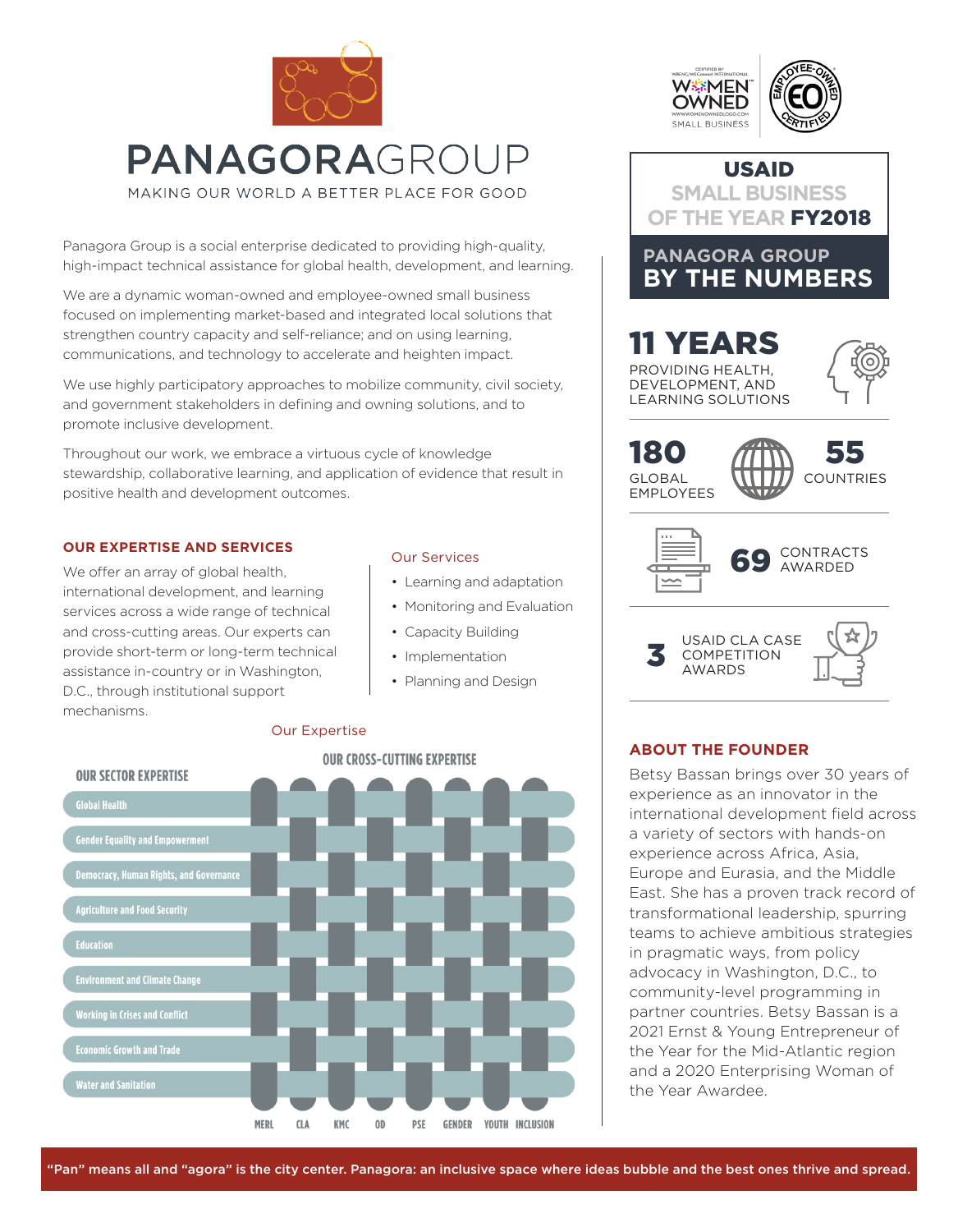# PANAGORAGROUP

MAKING OUR WORLD A BETTER PLACE FOR GOOD

Panagora Group is a social enterprise dedicated to providing high-quality, high-impact technical assistance for global health, development, and learning.

We are a dynamic woman-owned and employee-owned small business focused on implementing market-based and integrated local solutions that strengthen country capacity and self-reliance; and on using learning, communications, and technology to accelerate and heighten impact.

We use highly participatory approaches to mobilize community, civil society, and government stakeholders in defining and owning solutions, and to promote inclusive development.

Throughout our work, we embrace a virtuous cycle of knowledge stewardship, collaborative learning, and application of evidence that result in positive health and development outcomes.

## OUR EXPERTISE AND SERVICES

We offer an array of global health, international development, and learning services across a wide range of technical and cross-cutting areas. Our experts can provide short-term or long-term technical assistance in-country or in Washington, D.C., through institutional support mechanisms.

### Our Services

- Learning and adaptation
- Monitoring and Evaluation
- Capacity Building
- Implementation
- Planning and Design

### Our Expertise

**OUR SECTOR EXPERTISE**

- Global Health
- Gender Equality and Empowerment
- Democracy, Human Rights, and Governance
- Agriculture and Food Security
- Education
- Environment and Climate Change
- Working in Crises and Conflict
- Economic Growth and Trade
- Water and Sanitation

**OUR CROSS-CUTTING EXPERTISE**

- MERL
- CLA
- KMC
- OD
- PSE
- GENDER
- YOUTH
- INCLUSION

WOMEN OWNED SMALL BUSINESS — Certified by WBENC/WEConnect International

EMPLOYEE-OWNED CERTIFIED

**USAID SMALL BUSINESS OF THE YEAR FY2018**

## PANAGORA GROUP BY THE NUMBERS

**11 YEARS** PROVIDING HEALTH, DEVELOPMENT, AND LEARNING SOLUTIONS

**180** GLOBAL EMPLOYEES

**55** COUNTRIES

**69** CONTRACTS AWARDED

**3** USAID CLA CASE COMPETITION AWARDS

## ABOUT THE FOUNDER

Betsy Bassan brings over 30 years of experience as an innovator in the international development field across a variety of sectors with hands-on experience across Africa, Asia, Europe and Eurasia, and the Middle East. She has a proven track record of transformational leadership, spurring teams to achieve ambitious strategies in pragmatic ways, from policy advocacy in Washington, D.C., to community-level programming in partner countries. Betsy Bassan is a 2021 Ernst & Young Entrepreneur of the Year for the Mid-Atlantic region and a 2020 Enterprising Woman of the Year Awardee.

**"Pan" means all and "agora" is the city center. Panagora: an inclusive space where ideas bubble and the best ones thrive and spread.**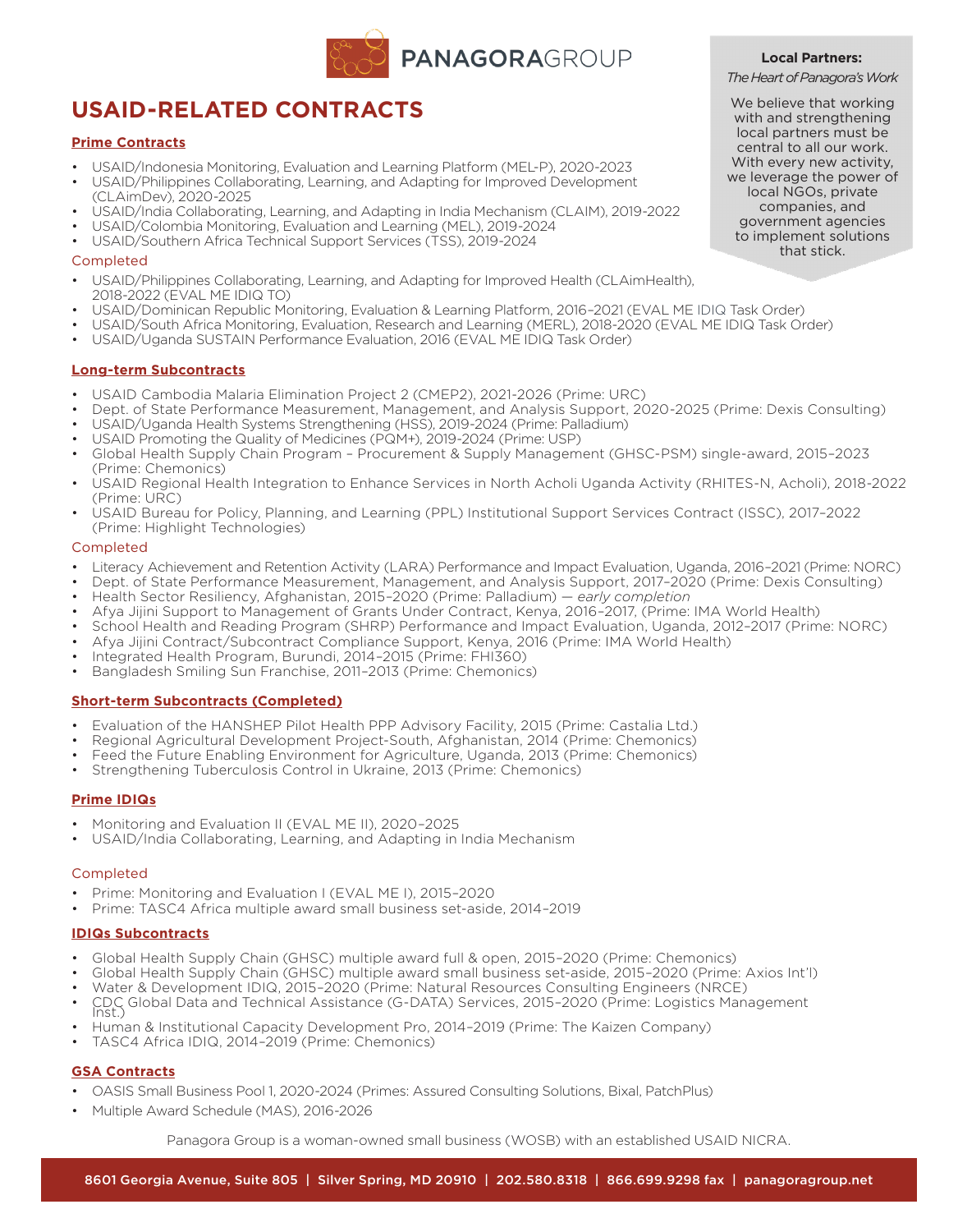PANAGORAGROUP

# USAID-RELATED CONTRACTS

**Local Partners:**
*The Heart of Panagora's Work*

We believe that working with and strengthening local partners must be central to all our work. With every new activity, we leverage the power of local NGOs, private companies, and government agencies to implement solutions that stick.

## Prime Contracts

- USAID/Indonesia Monitoring, Evaluation and Learning Platform (MEL-P), 2020-2023
- USAID/Philippines Collaborating, Learning, and Adapting for Improved Development (CLAimDev), 2020-2025
- USAID/India Collaborating, Learning, and Adapting in India Mechanism (CLAIM), 2019-2022
- USAID/Colombia Monitoring, Evaluation and Learning (MEL), 2019-2024
- USAID/Southern Africa Technical Support Services (TSS), 2019-2024

### Completed

- USAID/Philippines Collaborating, Learning, and Adapting for Improved Health (CLAimHealth), 2018-2022 (EVAL ME IDIQ TO)
- USAID/Dominican Republic Monitoring, Evaluation & Learning Platform, 2016–2021 (EVAL ME IDIQ Task Order)
- USAID/South Africa Monitoring, Evaluation, Research and Learning (MERL), 2018-2020 (EVAL ME IDIQ Task Order)
- USAID/Uganda SUSTAIN Performance Evaluation, 2016 (EVAL ME IDIQ Task Order)

## Long-term Subcontracts

- USAID Cambodia Malaria Elimination Project 2 (CMEP2), 2021-2026 (Prime: URC)
- Dept. of State Performance Measurement, Management, and Analysis Support, 2020-2025 (Prime: Dexis Consulting)
- USAID/Uganda Health Systems Strengthening (HSS), 2019-2024 (Prime: Palladium)
- USAID Promoting the Quality of Medicines (PQM+), 2019-2024 (Prime: USP)
- Global Health Supply Chain Program – Procurement & Supply Management (GHSC-PSM) single-award, 2015–2023 (Prime: Chemonics)
- USAID Regional Health Integration to Enhance Services in North Acholi Uganda Activity (RHITES-N, Acholi), 2018-2022 (Prime: URC)
- USAID Bureau for Policy, Planning, and Learning (PPL) Institutional Support Services Contract (ISSC), 2017–2022 (Prime: Highlight Technologies)

### Completed

- Literacy Achievement and Retention Activity (LARA) Performance and Impact Evaluation, Uganda, 2016–2021 (Prime: NORC)
- Dept. of State Performance Measurement, Management, and Analysis Support, 2017–2020 (Prime: Dexis Consulting)
- Health Sector Resiliency, Afghanistan, 2015–2020 (Prime: Palladium) — *early completion*
- Afya Jijini Support to Management of Grants Under Contract, Kenya, 2016–2017, (Prime: IMA World Health)
- School Health and Reading Program (SHRP) Performance and Impact Evaluation, Uganda, 2012–2017 (Prime: NORC)
- Afya Jijini Contract/Subcontract Compliance Support, Kenya, 2016 (Prime: IMA World Health)
- Integrated Health Program, Burundi, 2014–2015 (Prime: FHI360)
- Bangladesh Smiling Sun Franchise, 2011–2013 (Prime: Chemonics)

## Short-term Subcontracts (Completed)

- Evaluation of the HANSHEP Pilot Health PPP Advisory Facility, 2015 (Prime: Castalia Ltd.)
- Regional Agricultural Development Project-South, Afghanistan, 2014 (Prime: Chemonics)
- Feed the Future Enabling Environment for Agriculture, Uganda, 2013 (Prime: Chemonics)
- Strengthening Tuberculosis Control in Ukraine, 2013 (Prime: Chemonics)

## Prime IDIQs

- Monitoring and Evaluation II (EVAL ME II), 2020–2025
- USAID/India Collaborating, Learning, and Adapting in India Mechanism

### Completed

- Prime: Monitoring and Evaluation I (EVAL ME I), 2015–2020
- Prime: TASC4 Africa multiple award small business set-aside, 2014–2019

## IDIQs Subcontracts

- Global Health Supply Chain (GHSC) multiple award full & open, 2015–2020 (Prime: Chemonics)
- Global Health Supply Chain (GHSC) multiple award small business set-aside, 2015–2020 (Prime: Axios Int'l)
- Water & Development IDIQ, 2015–2020 (Prime: Natural Resources Consulting Engineers (NRCE)
- CDC Global Data and Technical Assistance (G-DATA) Services, 2015–2020 (Prime: Logistics Management Inst.)
- Human & Institutional Capacity Development Pro, 2014–2019 (Prime: The Kaizen Company)
- TASC4 Africa IDIQ, 2014–2019 (Prime: Chemonics)

## GSA Contracts

- OASIS Small Business Pool 1, 2020-2024 (Primes: Assured Consulting Solutions, Bixal, PatchPlus)
- Multiple Award Schedule (MAS), 2016-2026

Panagora Group is a woman-owned small business (WOSB) with an established USAID NICRA.

8601 Georgia Avenue, Suite 805 | Silver Spring, MD 20910 | 202.580.8318 | 866.699.9298 fax | panagoragroup.net